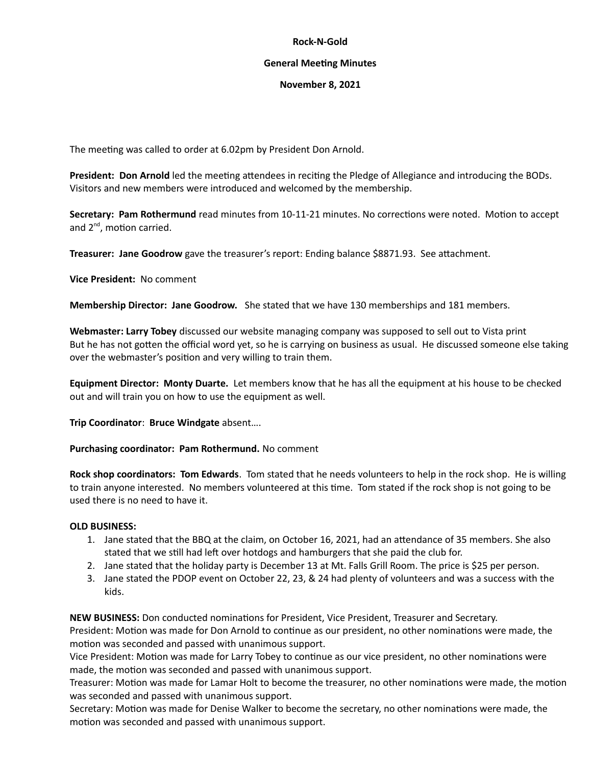**Rock-N-Gold**

**General Meeting Minutes**

**November 8, 2021**

The meeting was called to order at 6.02pm by President Don Arnold.

**President: Don Arnold** led the meeting attendees in reciting the Pledge of Allegiance and introducing the BODs. Visitors and new members were introduced and welcomed by the membership.

**Secretary: Pam Rothermund** read minutes from 10-11-21 minutes. No corrections were noted. Motion to accept and 2nd, motion carried.

**Treasurer: Jane Goodrow** gave the treasurer's report: Ending balance $8871.93. See attachment.

**Vice President:** No comment

**Membership Director: Jane Goodrow.** She stated that we have 130 memberships and 181 members.

**Webmaster: Larry Tobey** discussed our website managing company was supposed to sell out to Vista print But he has not gotten the official word yet, so he is carrying on business as usual. He discussed someone else taking over the webmaster's position and very willing to train them.

**Equipment Director: Monty Duarte.** Let members know that he has all the equipment at his house to be checked out and will train you on how to use the equipment as well.

**Trip Coordinator**: **Bruce Windgate** absent….

**Purchasing coordinator: Pam Rothermund.** No comment

**Rock shop coordinators: Tom Edwards**. Tom stated that he needs volunteers to help in the rock shop. He is willing to train anyone interested. No members volunteered at this time. Tom stated if the rock shop is not going to be used there is no need to have it.

**OLD BUSINESS:**

1. Jane stated that the BBQ at the claim, on October 16, 2021, had an attendance of 35 members. She also stated that we still had left over hotdogs and hamburgers that she paid the club for.
2. Jane stated that the holiday party is December 13 at Mt. Falls Grill Room. The price is $25 per person.
3. Jane stated the PDOP event on October 22, 23, & 24 had plenty of volunteers and was a success with the kids.

**NEW BUSINESS:** Don conducted nominations for President, Vice President, Treasurer and Secretary.
President: Motion was made for Don Arnold to continue as our president, no other nominations were made, the motion was seconded and passed with unanimous support.
Vice President: Motion was made for Larry Tobey to continue as our vice president, no other nominations were made, the motion was seconded and passed with unanimous support.
Treasurer: Motion was made for Lamar Holt to become the treasurer, no other nominations were made, the motion was seconded and passed with unanimous support.
Secretary: Motion was made for Denise Walker to become the secretary, no other nominations were made, the motion was seconded and passed with unanimous support.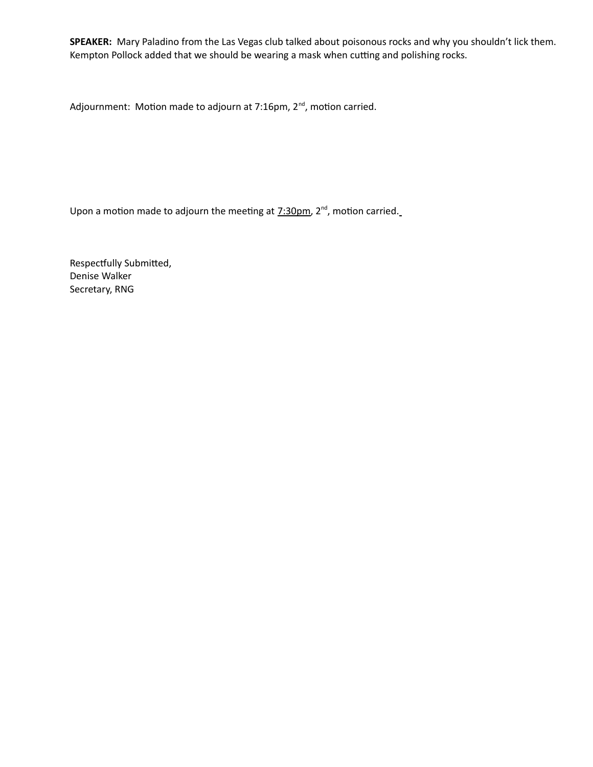**SPEAKER:** Mary Paladino from the Las Vegas club talked about poisonous rocks and why you shouldn't lick them. Kempton Pollock added that we should be wearing a mask when cutting and polishing rocks.

Adjournment: Motion made to adjourn at 7:16pm, 2nd, motion carried.

Upon a motion made to adjourn the meeting at 7:30pm, 2nd, motion carried.

Respectfully Submitted,
Denise Walker
Secretary, RNG